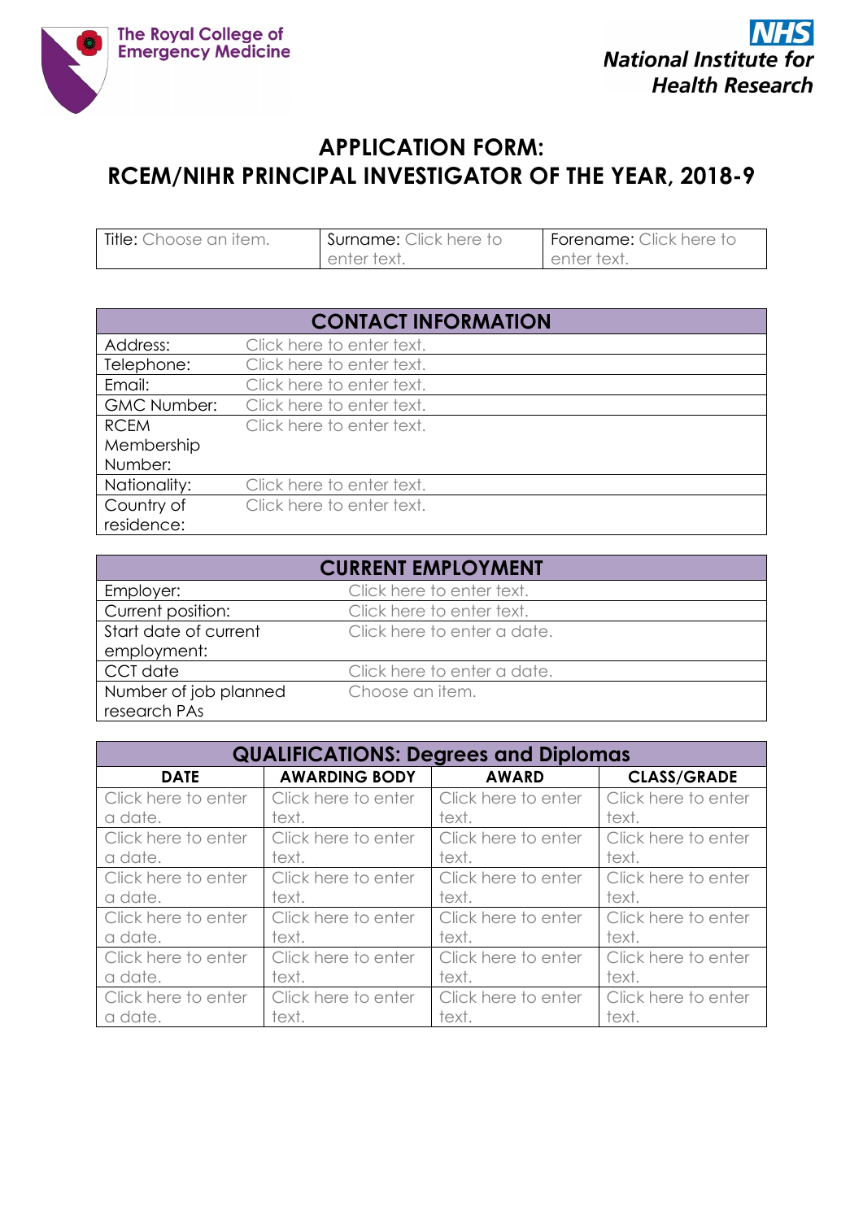The Royal College of Emergency Medicine

**NHS**
*National Institute for Health Research*

# APPLICATION FORM:
# RCEM/NIHR PRINCIPAL INVESTIGATOR OF THE YEAR, 2018-9

| Title: Choose an item. | Surname: Click here to enter text. | Forename: Click here to enter text. |
|---|---|---|

| CONTACT INFORMATION | |
|---|---|
| Address: | Click here to enter text. |
| Telephone: | Click here to enter text. |
| Email: | Click here to enter text. |
| GMC Number: | Click here to enter text. |
| RCEM Membership Number: | Click here to enter text. |
| Nationality: | Click here to enter text. |
| Country of residence: | Click here to enter text. |

| CURRENT EMPLOYMENT | |
|---|---|
| Employer: | Click here to enter text. |
| Current position: | Click here to enter text. |
| Start date of current employment: | Click here to enter a date. |
| CCT date | Click here to enter a date. |
| Number of job planned research PAs | Choose an item. |

| QUALIFICATIONS: Degrees and Diplomas | | | |
|---|---|---|---|
| **DATE** | **AWARDING BODY** | **AWARD** | **CLASS/GRADE** |
| Click here to enter a date. | Click here to enter text. | Click here to enter text. | Click here to enter text. |
| Click here to enter a date. | Click here to enter text. | Click here to enter text. | Click here to enter text. |
| Click here to enter a date. | Click here to enter text. | Click here to enter text. | Click here to enter text. |
| Click here to enter a date. | Click here to enter text. | Click here to enter text. | Click here to enter text. |
| Click here to enter a date. | Click here to enter text. | Click here to enter text. | Click here to enter text. |
| Click here to enter a date. | Click here to enter text. | Click here to enter text. | Click here to enter text. |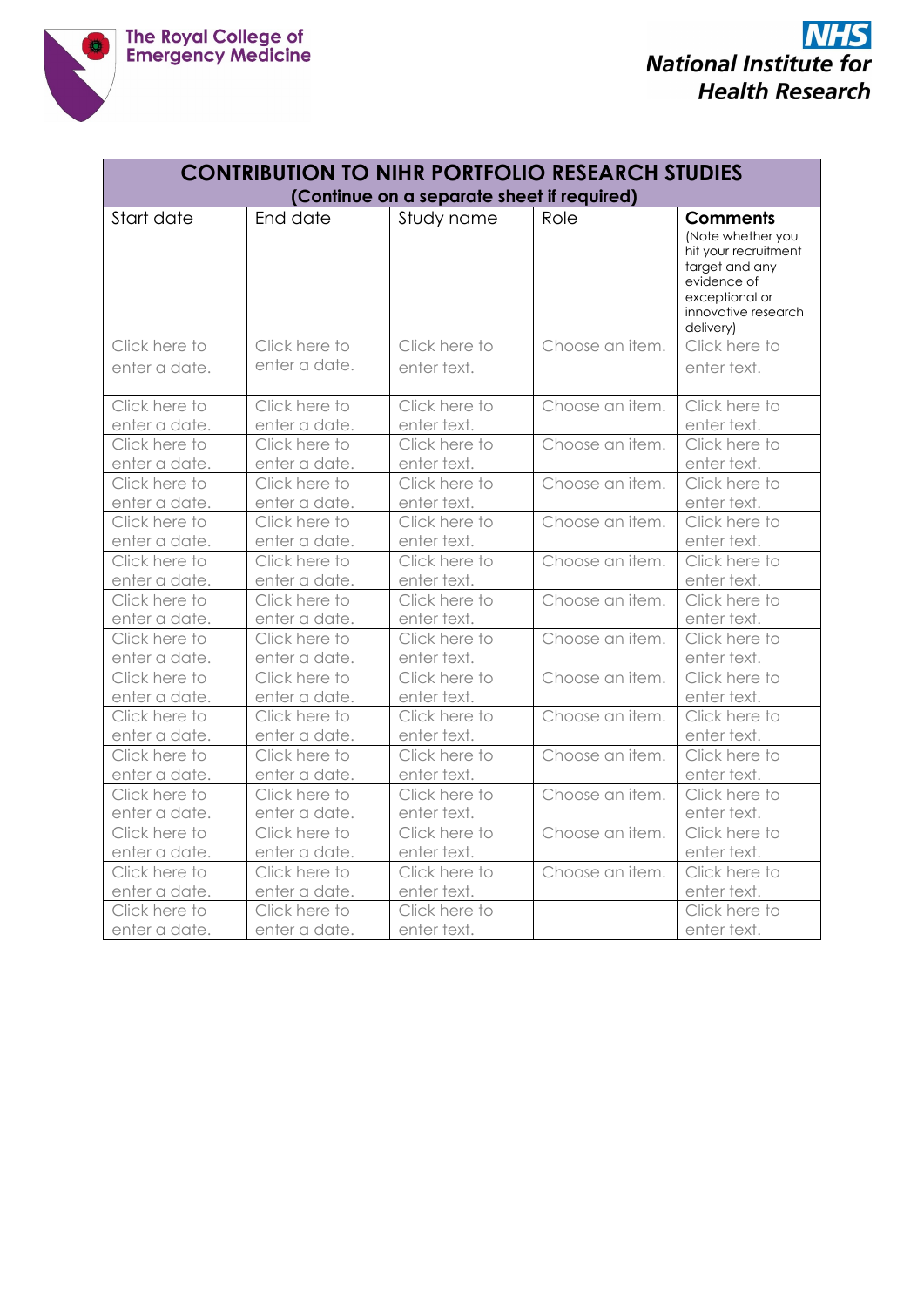The Royal College of Emergency Medicine

NHS National Institute for Health Research

| CONTRIBUTION TO NIHR PORTFOLIO RESEARCH STUDIES (Continue on a separate sheet if required) | | | | |
|---|---|---|---|---|
| Start date | End date | Study name | Role | **Comments** (Note whether you hit your recruitment target and any evidence of exceptional or innovative research delivery) |
| Click here to enter a date. | Click here to enter a date. | Click here to enter text. | Choose an item. | Click here to enter text. |
| Click here to enter a date. | Click here to enter a date. | Click here to enter text. | Choose an item. | Click here to enter text. |
| Click here to enter a date. | Click here to enter a date. | Click here to enter text. | Choose an item. | Click here to enter text. |
| Click here to enter a date. | Click here to enter a date. | Click here to enter text. | Choose an item. | Click here to enter text. |
| Click here to enter a date. | Click here to enter a date. | Click here to enter text. | Choose an item. | Click here to enter text. |
| Click here to enter a date. | Click here to enter a date. | Click here to enter text. | Choose an item. | Click here to enter text. |
| Click here to enter a date. | Click here to enter a date. | Click here to enter text. | Choose an item. | Click here to enter text. |
| Click here to enter a date. | Click here to enter a date. | Click here to enter text. | Choose an item. | Click here to enter text. |
| Click here to enter a date. | Click here to enter a date. | Click here to enter text. | Choose an item. | Click here to enter text. |
| Click here to enter a date. | Click here to enter a date. | Click here to enter text. | Choose an item. | Click here to enter text. |
| Click here to enter a date. | Click here to enter a date. | Click here to enter text. | Choose an item. | Click here to enter text. |
| Click here to enter a date. | Click here to enter a date. | Click here to enter text. | Choose an item. | Click here to enter text. |
| Click here to enter a date. | Click here to enter a date. | Click here to enter text. | Choose an item. | Click here to enter text. |
| Click here to enter a date. | Click here to enter a date. | Click here to enter text. | Choose an item. | Click here to enter text. |
| Click here to enter a date. | Click here to enter a date. | Click here to enter text. | | Click here to enter text. |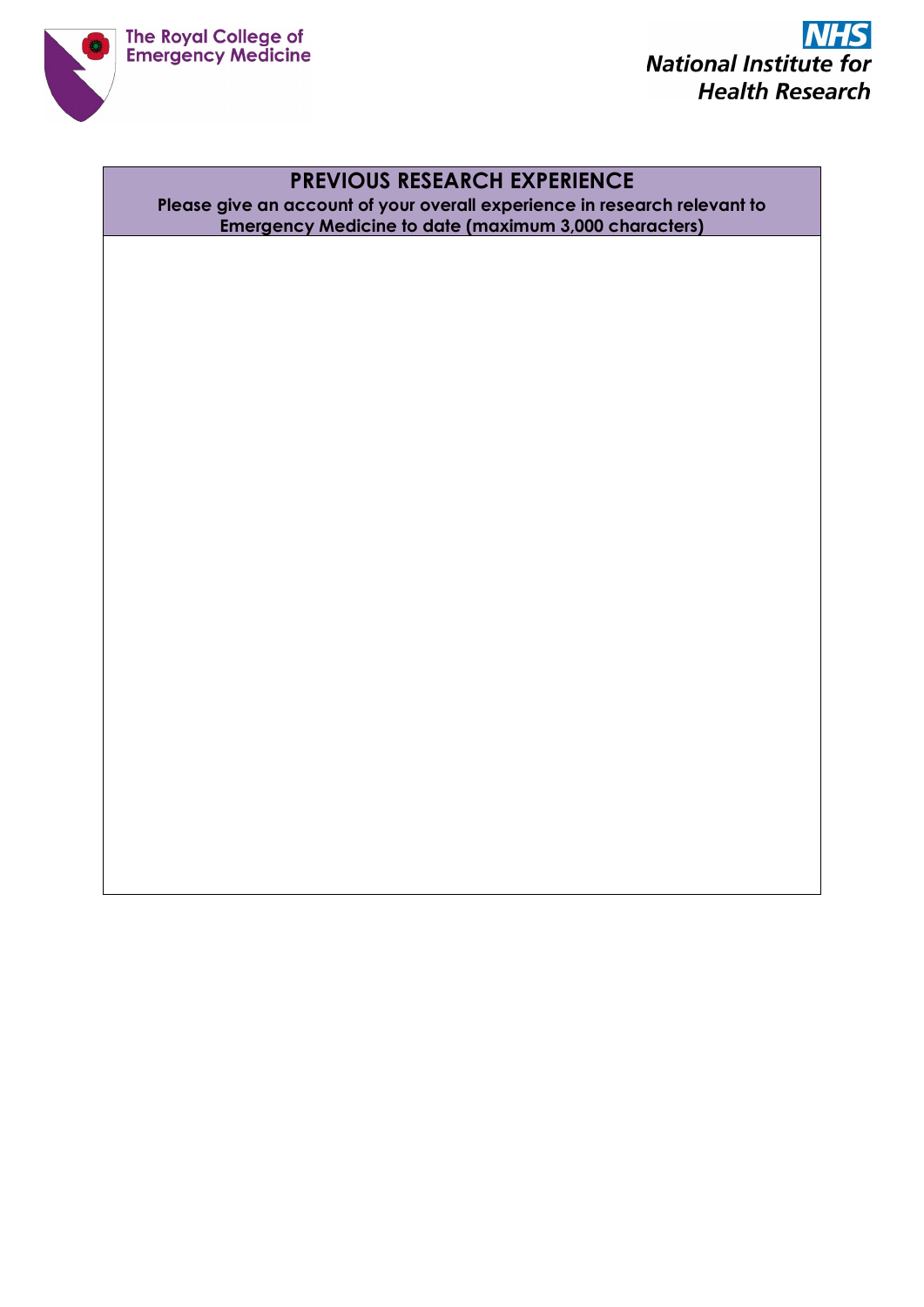The Royal College of Emergency Medicine

NHS National Institute for Health Research

| **PREVIOUS RESEARCH EXPERIENCE**<br>**Please give an account of your overall experience in research relevant to Emergency Medicine to date (maximum 3,000 characters)** |
| --- |
| |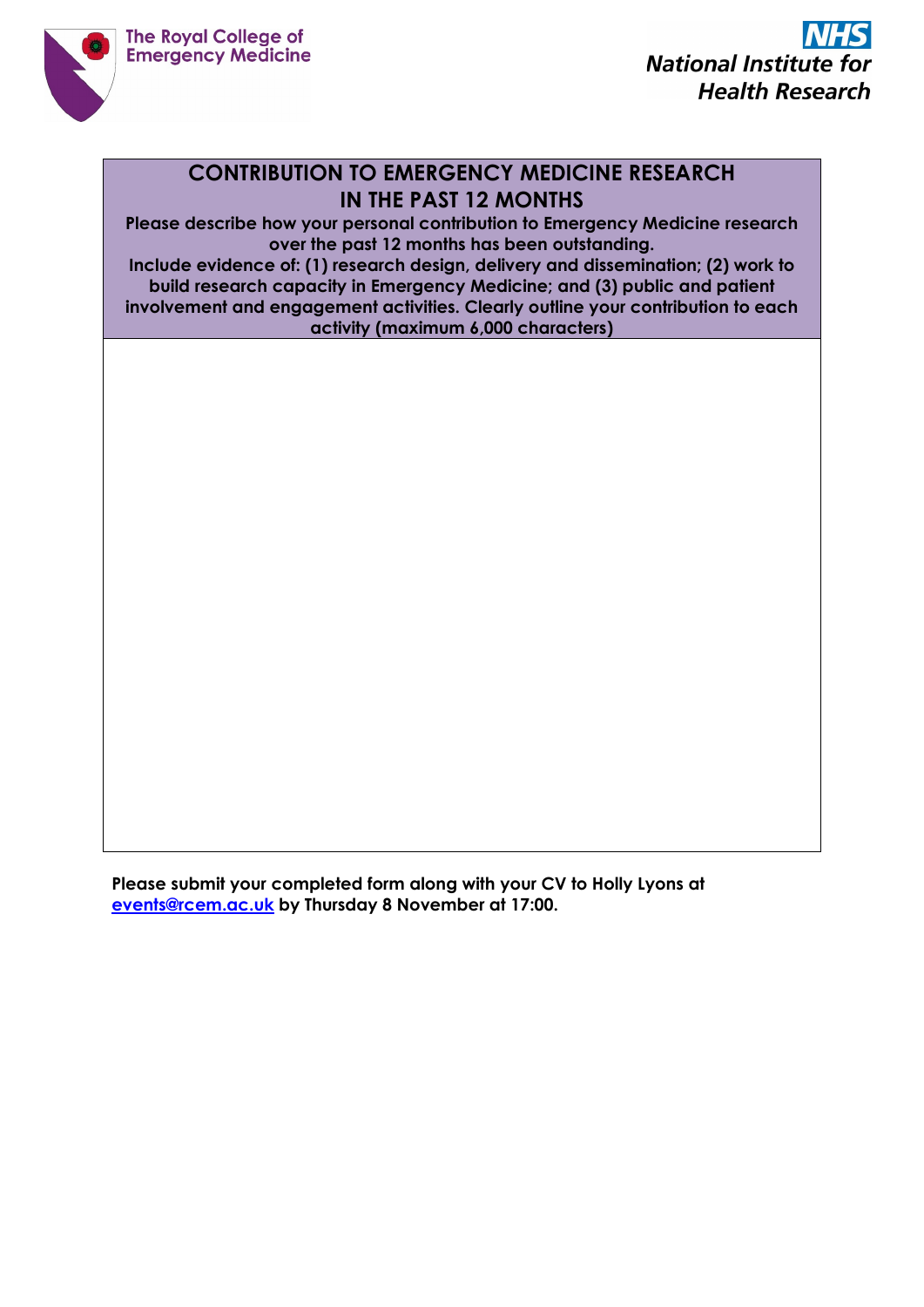The Royal College of Emergency Medicine

NHS National Institute for Health Research

## CONTRIBUTION TO EMERGENCY MEDICINE RESEARCH IN THE PAST 12 MONTHS

**Please describe how your personal contribution to Emergency Medicine research over the past 12 months has been outstanding.**

**Include evidence of: (1) research design, delivery and dissemination; (2) work to build research capacity in Emergency Medicine; and (3) public and patient involvement and engagement activities. Clearly outline your contribution to each activity (maximum 6,000 characters)**

**Please submit your completed form along with your CV to Holly Lyons at [events@rcem.ac.uk](mailto:events@rcem.ac.uk) by Thursday 8 November at 17:00.**